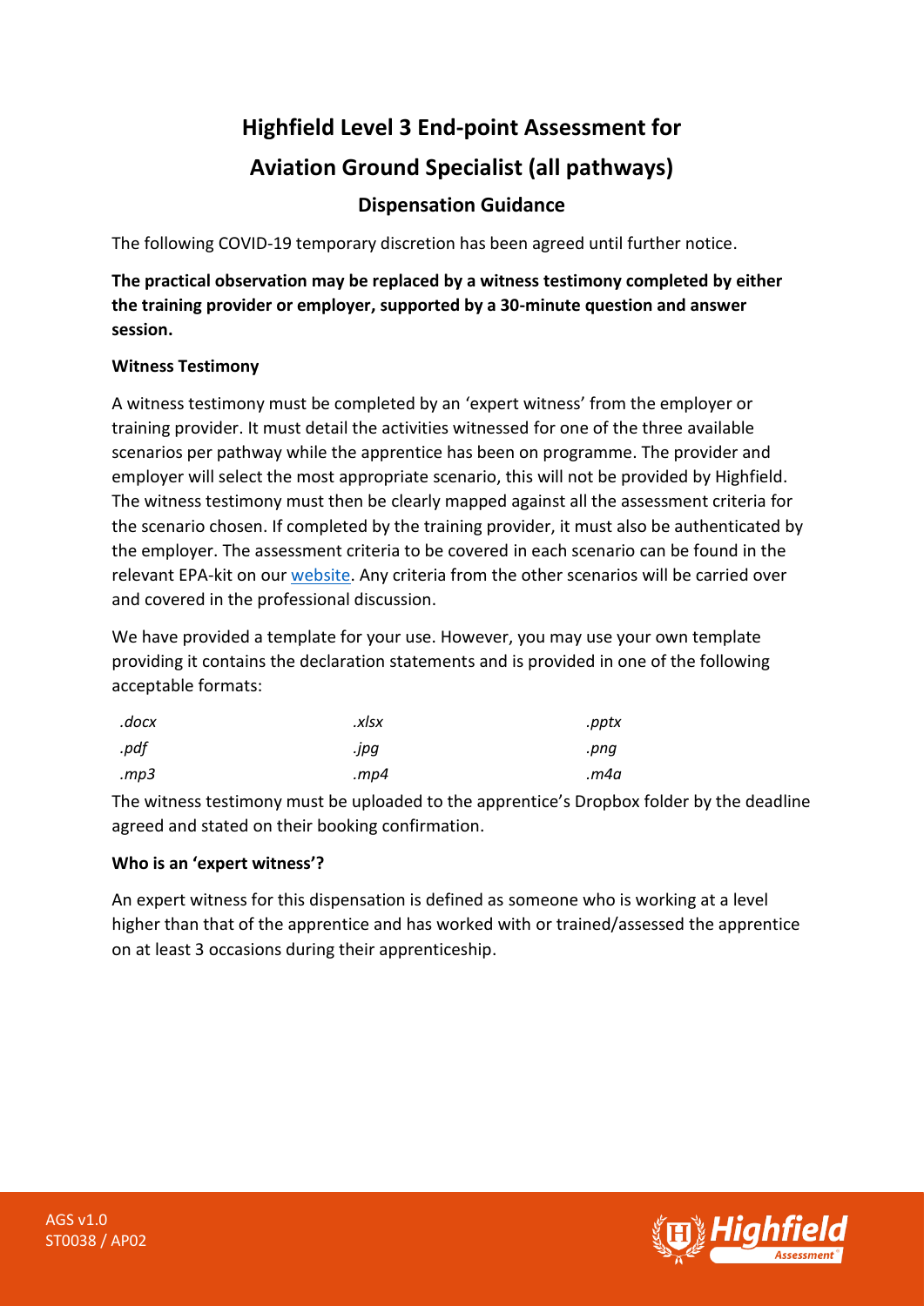# Highfield Level 3 End-point Assessment for Aviation Ground Specialist (all pathways)

## Dispensation Guidance

The following COVID-19 temporary discretion has been agreed until further notice.

**The practical observation may be replaced by a witness testimony completed by either the training provider or employer, supported by a 30-minute question and answer session.**

**Witness Testimony**

A witness testimony must be completed by an 'expert witness' from the employer or training provider. It must detail the activities witnessed for one of the three available scenarios per pathway while the apprentice has been on programme. The provider and employer will select the most appropriate scenario, this will not be provided by Highfield. The witness testimony must then be clearly mapped against all the assessment criteria for the scenario chosen. If completed by the training provider, it must also be authenticated by the employer. The assessment criteria to be covered in each scenario can be found in the relevant EPA-kit on our website. Any criteria from the other scenarios will be carried over and covered in the professional discussion.

We have provided a template for your use. However, you may use your own template providing it contains the declaration statements and is provided in one of the following acceptable formats:

| | | |
|---|---|---|
| *.docx* | *.xlsx* | *.pptx* |
| *.pdf* | *.jpg* | *.png* |
| *.mp3* | *.mp4* | *.m4a* |

The witness testimony must be uploaded to the apprentice's Dropbox folder by the deadline agreed and stated on their booking confirmation.

**Who is an 'expert witness'?**

An expert witness for this dispensation is defined as someone who is working at a level higher than that of the apprentice and has worked with or trained/assessed the apprentice on at least 3 occasions during their apprenticeship.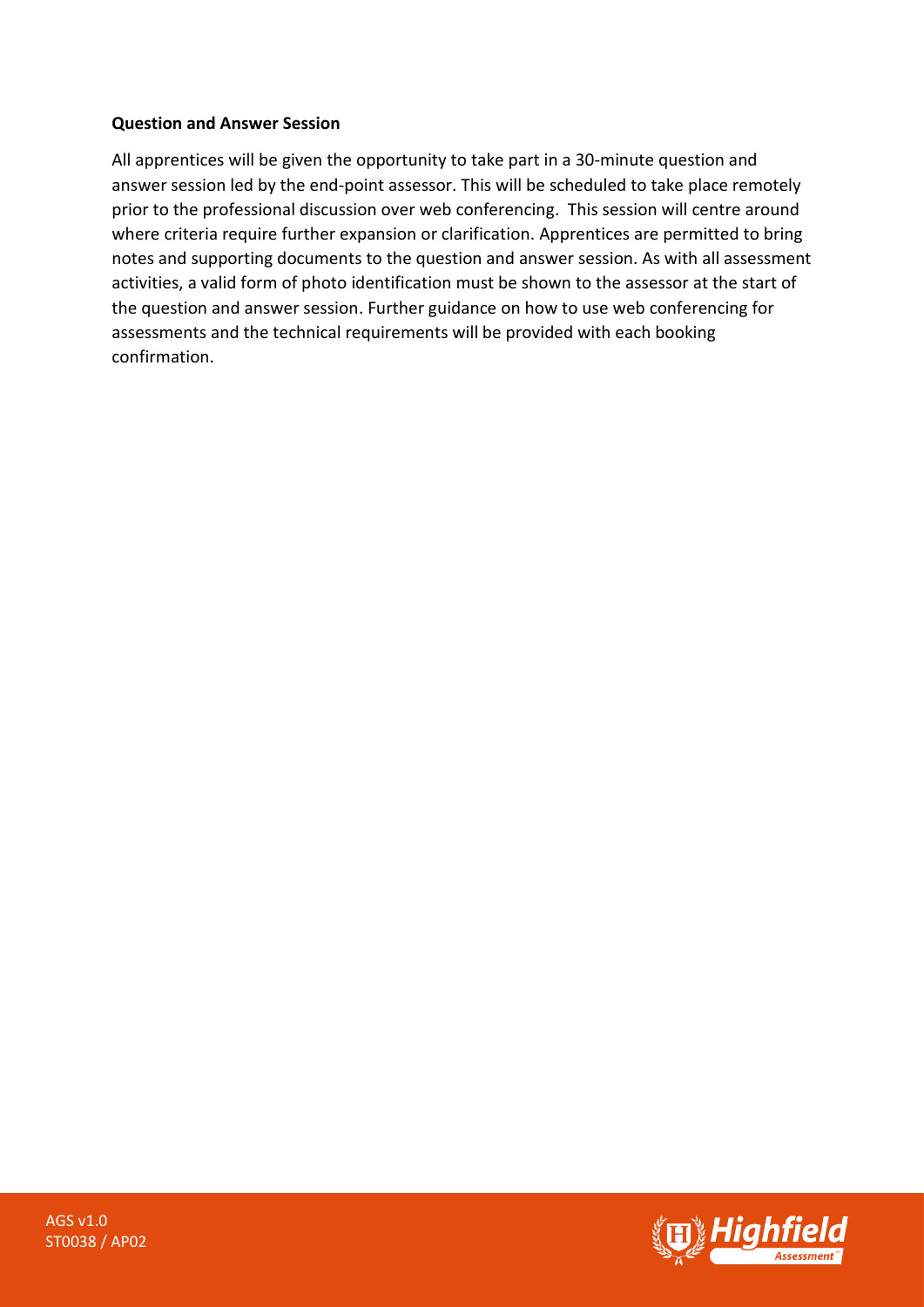**Question and Answer Session**

All apprentices will be given the opportunity to take part in a 30-minute question and answer session led by the end-point assessor. This will be scheduled to take place remotely prior to the professional discussion over web conferencing. This session will centre around where criteria require further expansion or clarification. Apprentices are permitted to bring notes and supporting documents to the question and answer session. As with all assessment activities, a valid form of photo identification must be shown to the assessor at the start of the question and answer session. Further guidance on how to use web conferencing for assessments and the technical requirements will be provided with each booking confirmation.